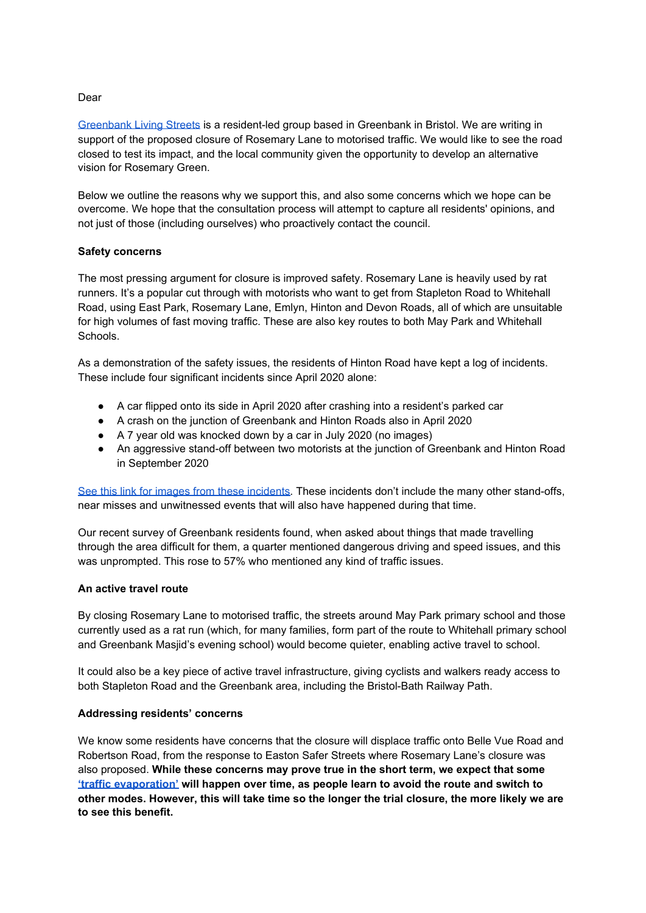Dear

Greenbank Living Streets is a resident-led group based in Greenbank in Bristol. We are writing in support of the proposed closure of Rosemary Lane to motorised traffic. We would like to see the road closed to test its impact, and the local community given the opportunity to develop an alternative vision for Rosemary Green.

Below we outline the reasons why we support this, and also some concerns which we hope can be overcome. We hope that the consultation process will attempt to capture all residents' opinions, and not just of those (including ourselves) who proactively contact the council.

**Safety concerns**

The most pressing argument for closure is improved safety. Rosemary Lane is heavily used by rat runners. It's a popular cut through with motorists who want to get from Stapleton Road to Whitehall Road, using East Park, Rosemary Lane, Emlyn, Hinton and Devon Roads, all of which are unsuitable for high volumes of fast moving traffic. These are also key routes to both May Park and Whitehall Schools.

As a demonstration of the safety issues, the residents of Hinton Road have kept a log of incidents. These include four significant incidents since April 2020 alone:

- A car flipped onto its side in April 2020 after crashing into a resident's parked car
- A crash on the junction of Greenbank and Hinton Roads also in April 2020
- A 7 year old was knocked down by a car in July 2020 (no images)
- An aggressive stand-off between two motorists at the junction of Greenbank and Hinton Road in September 2020

See this link for images from these incidents. These incidents don't include the many other stand-offs, near misses and unwitnessed events that will also have happened during that time.

Our recent survey of Greenbank residents found, when asked about things that made travelling through the area difficult for them, a quarter mentioned dangerous driving and speed issues, and this was unprompted. This rose to 57% who mentioned any kind of traffic issues.

**An active travel route**

By closing Rosemary Lane to motorised traffic, the streets around May Park primary school and those currently used as a rat run (which, for many families, form part of the route to Whitehall primary school and Greenbank Masjid's evening school) would become quieter, enabling active travel to school.

It could also be a key piece of active travel infrastructure, giving cyclists and walkers ready access to both Stapleton Road and the Greenbank area, including the Bristol-Bath Railway Path.

**Addressing residents' concerns**

We know some residents have concerns that the closure will displace traffic onto Belle Vue Road and Robertson Road, from the response to Easton Safer Streets where Rosemary Lane's closure was also proposed. **While these concerns may prove true in the short term, we expect that some 'traffic evaporation' will happen over time, as people learn to avoid the route and switch to other modes. However, this will take time so the longer the trial closure, the more likely we are to see this benefit.**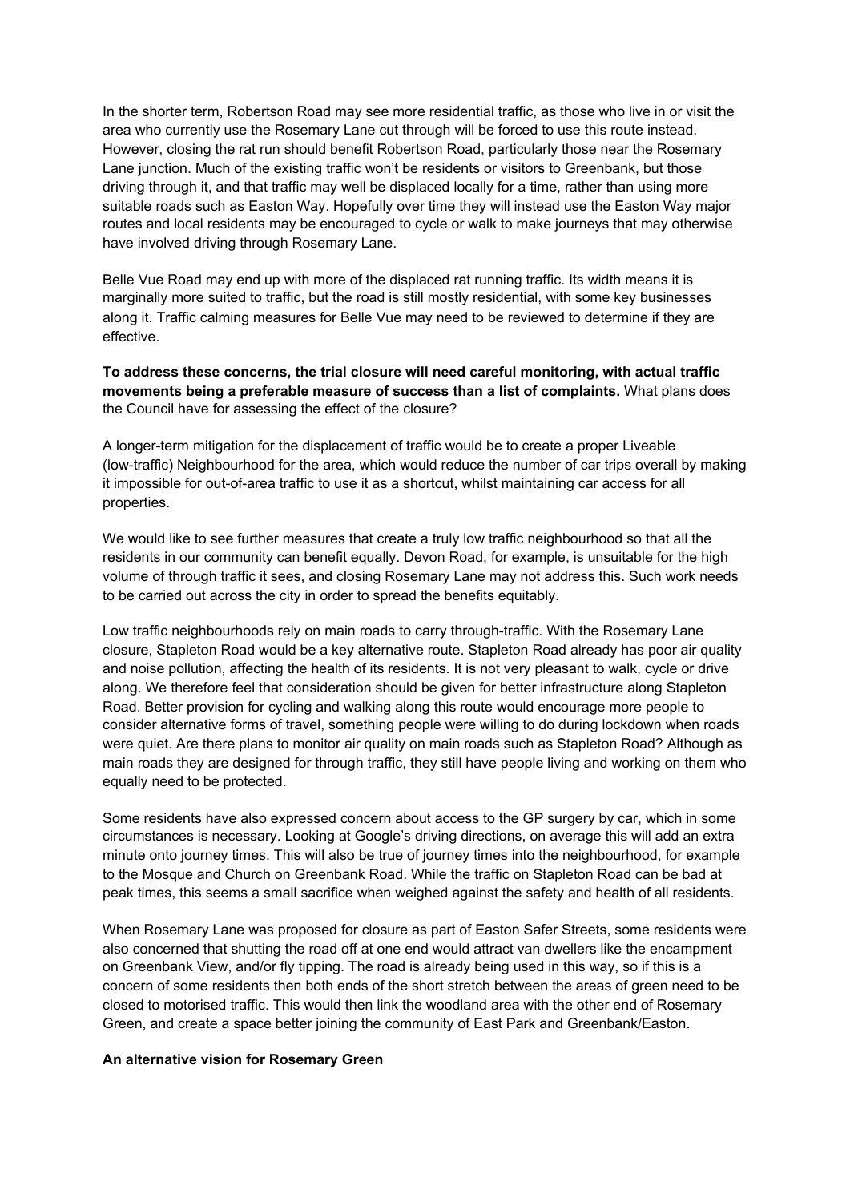In the shorter term, Robertson Road may see more residential traffic, as those who live in or visit the area who currently use the Rosemary Lane cut through will be forced to use this route instead. However, closing the rat run should benefit Robertson Road, particularly those near the Rosemary Lane junction. Much of the existing traffic won't be residents or visitors to Greenbank, but those driving through it, and that traffic may well be displaced locally for a time, rather than using more suitable roads such as Easton Way. Hopefully over time they will instead use the Easton Way major routes and local residents may be encouraged to cycle or walk to make journeys that may otherwise have involved driving through Rosemary Lane.

Belle Vue Road may end up with more of the displaced rat running traffic. Its width means it is marginally more suited to traffic, but the road is still mostly residential, with some key businesses along it. Traffic calming measures for Belle Vue may need to be reviewed to determine if they are effective.

**To address these concerns, the trial closure will need careful monitoring, with actual traffic movements being a preferable measure of success than a list of complaints.** What plans does the Council have for assessing the effect of the closure?

A longer-term mitigation for the displacement of traffic would be to create a proper Liveable (low-traffic) Neighbourhood for the area, which would reduce the number of car trips overall by making it impossible for out-of-area traffic to use it as a shortcut, whilst maintaining car access for all properties.

We would like to see further measures that create a truly low traffic neighbourhood so that all the residents in our community can benefit equally. Devon Road, for example, is unsuitable for the high volume of through traffic it sees, and closing Rosemary Lane may not address this. Such work needs to be carried out across the city in order to spread the benefits equitably.

Low traffic neighbourhoods rely on main roads to carry through-traffic. With the Rosemary Lane closure, Stapleton Road would be a key alternative route. Stapleton Road already has poor air quality and noise pollution, affecting the health of its residents. It is not very pleasant to walk, cycle or drive along. We therefore feel that consideration should be given for better infrastructure along Stapleton Road. Better provision for cycling and walking along this route would encourage more people to consider alternative forms of travel, something people were willing to do during lockdown when roads were quiet. Are there plans to monitor air quality on main roads such as Stapleton Road? Although as main roads they are designed for through traffic, they still have people living and working on them who equally need to be protected.

Some residents have also expressed concern about access to the GP surgery by car, which in some circumstances is necessary. Looking at Google's driving directions, on average this will add an extra minute onto journey times. This will also be true of journey times into the neighbourhood, for example to the Mosque and Church on Greenbank Road. While the traffic on Stapleton Road can be bad at peak times, this seems a small sacrifice when weighed against the safety and health of all residents.

When Rosemary Lane was proposed for closure as part of Easton Safer Streets, some residents were also concerned that shutting the road off at one end would attract van dwellers like the encampment on Greenbank View, and/or fly tipping. The road is already being used in this way, so if this is a concern of some residents then both ends of the short stretch between the areas of green need to be closed to motorised traffic. This would then link the woodland area with the other end of Rosemary Green, and create a space better joining the community of East Park and Greenbank/Easton.

**An alternative vision for Rosemary Green**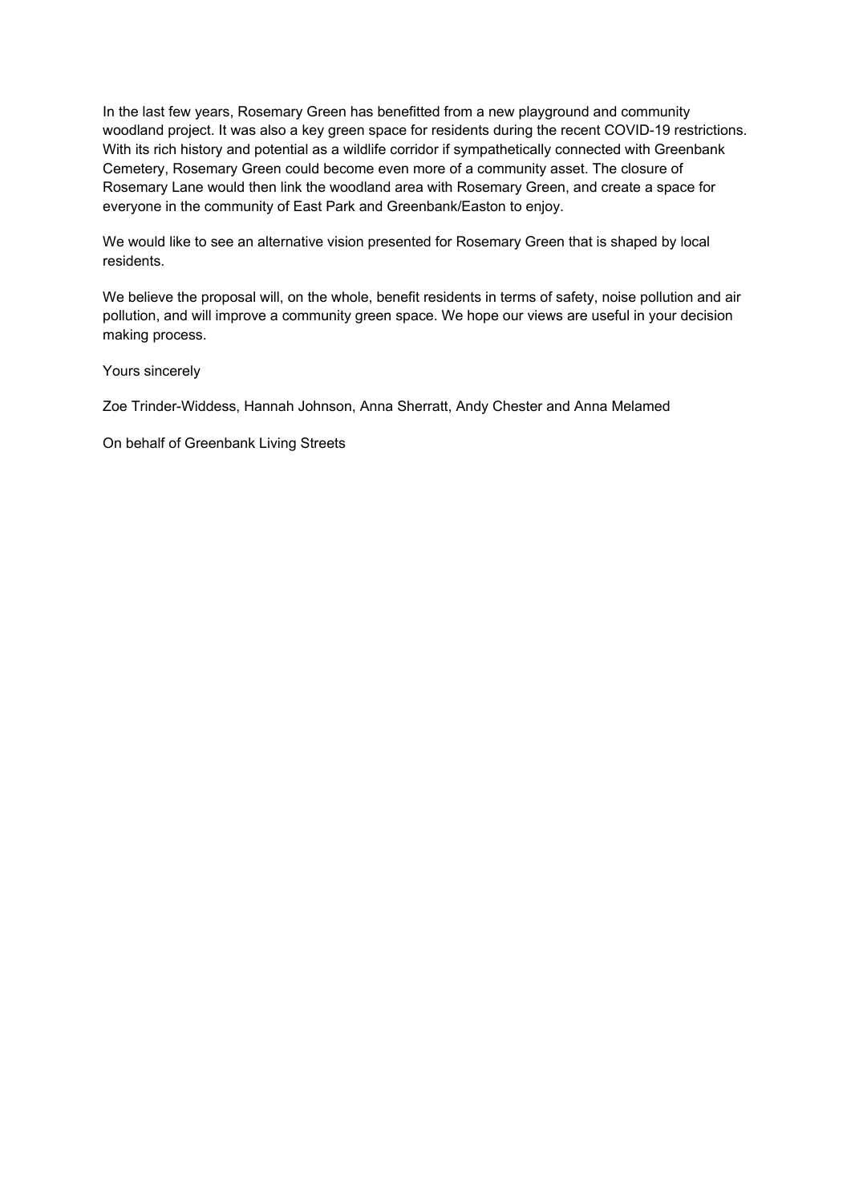In the last few years, Rosemary Green has benefitted from a new playground and community woodland project. It was also a key green space for residents during the recent COVID-19 restrictions. With its rich history and potential as a wildlife corridor if sympathetically connected with Greenbank Cemetery, Rosemary Green could become even more of a community asset. The closure of Rosemary Lane would then link the woodland area with Rosemary Green, and create a space for everyone in the community of East Park and Greenbank/Easton to enjoy.

We would like to see an alternative vision presented for Rosemary Green that is shaped by local residents.

We believe the proposal will, on the whole, benefit residents in terms of safety, noise pollution and air pollution, and will improve a community green space. We hope our views are useful in your decision making process.

Yours sincerely

Zoe Trinder-Widdess, Hannah Johnson, Anna Sherratt, Andy Chester and Anna Melamed

On behalf of Greenbank Living Streets